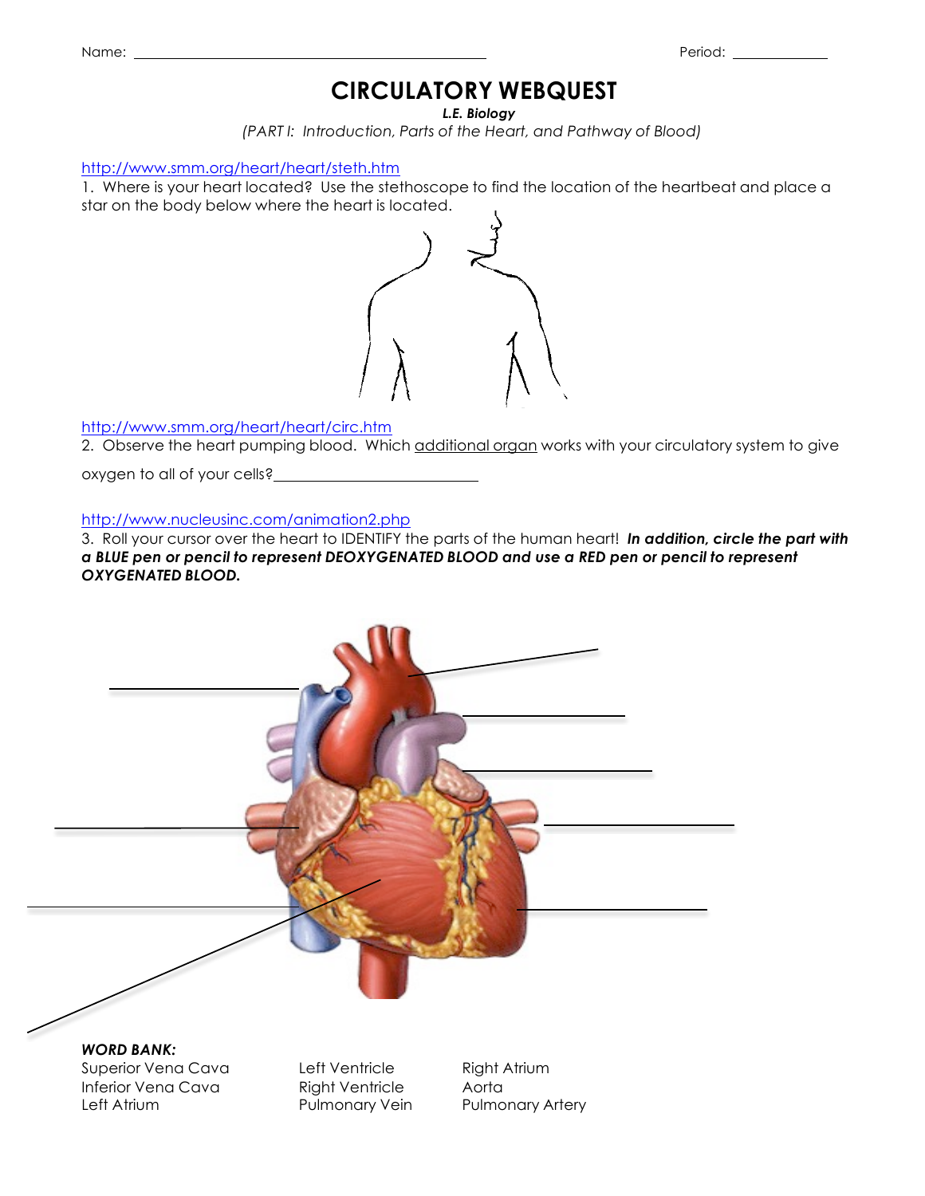Name: ______________________________ Period: __________

# CIRCULATORY WEBQUEST

***L.E. Biology***

*(PART I: Introduction, Parts of the Heart, and Pathway of Blood)*

http://www.smm.org/heart/heart/steth.htm

1. Where is your heart located? Use the stethoscope to find the location of the heartbeat and place a star on the body below where the heart is located.

http://www.smm.org/heart/heart/circ.htm

2. Observe the heart pumping blood. Which additional organ works with your circulatory system to give oxygen to all of your cells?______________________

http://www.nucleusinc.com/animation2.php

3. Roll your cursor over the heart to IDENTIFY the parts of the human heart! ***In addition, circle the part with a BLUE pen or pencil to represent DEOXYGENATED BLOOD and use a RED pen or pencil to represent OXYGENATED BLOOD.***

***WORD BANK:***

| | | |
|---|---|---|
| Superior Vena Cava | Left Ventricle | Right Atrium |
| Inferior Vena Cava | Right Ventricle | Aorta |
| Left Atrium | Pulmonary Vein | Pulmonary Artery |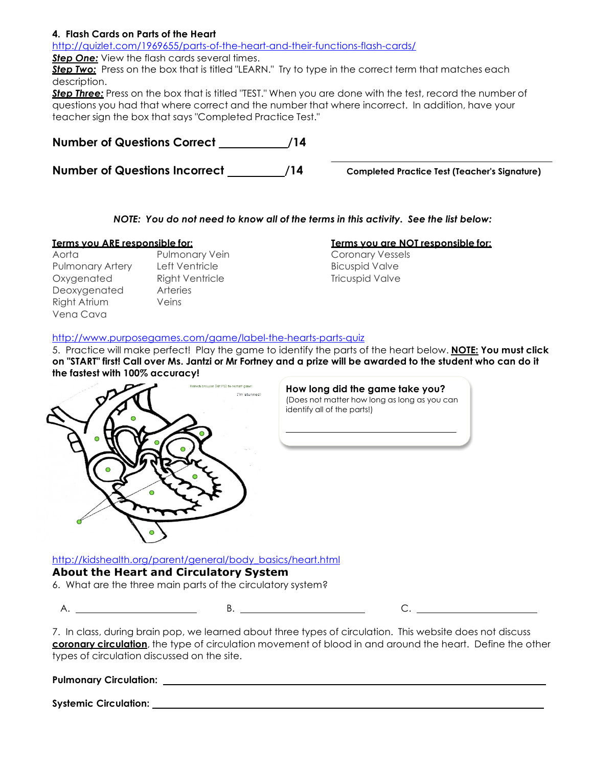**4. Flash Cards on Parts of the Heart**

http://quizlet.com/1969655/parts-of-the-heart-and-their-functions-flash-cards/

***Step One:*** View the flash cards several times.

***Step Two:*** Press on the box that is titled "LEARN." Try to type in the correct term that matches each description.

***Step Three:*** Press on the box that is titled "TEST." When you are done with the test, record the number of questions you had that where correct and the number that where incorrect. In addition, have your teacher sign the box that says "Completed Practice Test."

**Number of Questions Correct \_\_\_\_\_\_\_\_\_\_\_/14**

**Number of Questions Incorrect \_\_\_\_\_\_\_\_\_\_/14**

\_\_\_\_\_\_\_\_\_\_\_\_\_\_\_\_\_\_\_\_\_\_\_\_\_\_\_\_\_\_\_\_\_\_\_\_
**Completed Practice Test (Teacher's Signature)**

***NOTE: You do not need to know all of the terms in this activity. See the list below:***

**Terms you ARE responsible for:**

| | |
|---|---|
| Aorta | Pulmonary Vein |
| Pulmonary Artery | Left Ventricle |
| Oxygenated | Right Ventricle |
| Deoxygenated | Arteries |
| Right Atrium | Veins |
| Vena Cava | |

**Terms you are NOT responsible for:**

- Coronary Vessels
- Bicuspid Valve
- Tricuspid Valve

http://www.purposegames.com/game/label-the-hearts-parts-quiz

5. Practice will make perfect! Play the game to identify the parts of the heart below. **NOTE: You must click on "START" first! Call over Ms. Jantzi or Mr Fortney and a prize will be awarded to the student who can do it the fastest with 100% accuracy!**

**How long did the game take you?**
(Does not matter how long as long as you can identify all of the parts!)

\_\_\_\_\_\_\_\_\_\_\_\_\_\_\_\_\_\_\_\_\_\_\_\_\_\_\_\_\_\_\_\_\_\_\_\_

http://kidshealth.org/parent/general/body_basics/heart.html

## About the Heart and Circulatory System

6. What are the three main parts of the circulatory system?

A. \_\_\_\_\_\_\_\_\_\_\_\_\_\_\_\_\_\_\_\_\_\_ B. \_\_\_\_\_\_\_\_\_\_\_\_\_\_\_\_\_\_\_\_\_\_ C. \_\_\_\_\_\_\_\_\_\_\_\_\_\_\_\_\_\_\_\_\_\_

7. In class, during brain pop, we learned about three types of circulation. This website does not discuss **coronary circulation**, the type of circulation movement of blood in and around the heart. Define the other types of circulation discussed on the site.

**Pulmonary Circulation:** \_\_\_\_\_\_\_\_\_\_\_\_\_\_\_\_\_\_\_\_\_\_\_\_\_\_\_\_\_\_\_\_\_\_\_\_\_\_\_\_\_\_\_\_\_\_\_\_\_\_\_\_\_\_\_\_\_\_\_\_

**Systemic Circulation:** \_\_\_\_\_\_\_\_\_\_\_\_\_\_\_\_\_\_\_\_\_\_\_\_\_\_\_\_\_\_\_\_\_\_\_\_\_\_\_\_\_\_\_\_\_\_\_\_\_\_\_\_\_\_\_\_\_\_\_\_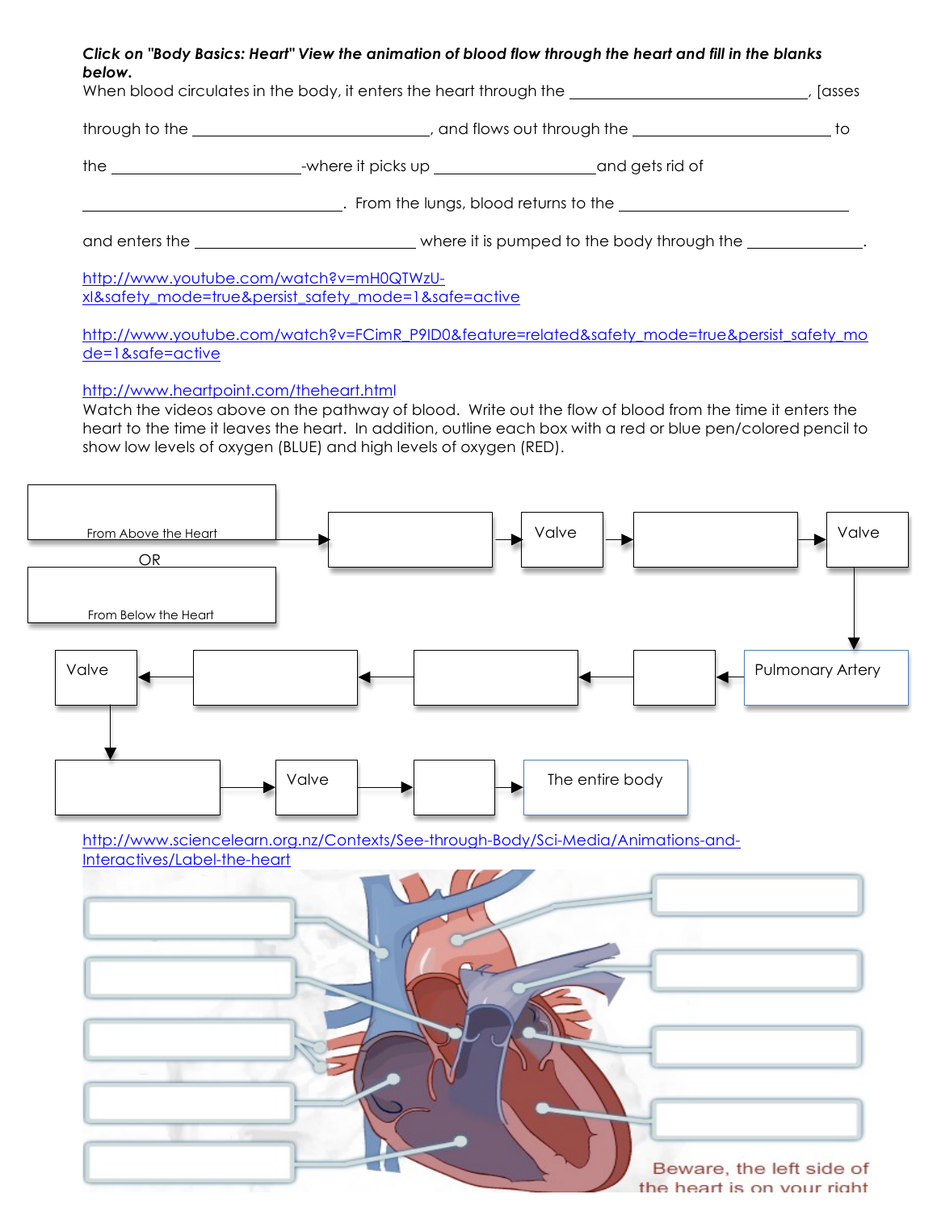***Click on "Body Basics: Heart" View the animation of blood flow through the heart and fill in the blanks below.***

When blood circulates in the body, it enters the heart through the ______________________________, [asses through to the ______________________________, and flows out through the __________________________ to the _________________________-where it picks up ____________________and gets rid of ______________________________. From the lungs, blood returns to the ______________________________ and enters the ____________________________ where it is pumped to the body through the ______________.

http://www.youtube.com/watch?v=mH0QTWzU-xI&safety_mode=true&persist_safety_mode=1&safe=active

http://www.youtube.com/watch?v=FCimR_P9ID0&feature=related&safety_mode=true&persist_safety_mode=1&safe=active

http://www.heartpoint.com/theheart.html

Watch the videos above on the pathway of blood. Write out the flow of blood from the time it enters the heart to the time it leaves the heart. In addition, outline each box with a red or blue pen/colored pencil to show low levels of oxygen (BLUE) and high levels of oxygen (RED).

From Above the Heart

OR

From Below the Heart

Valve

Valve

Pulmonary Artery

Valve

Valve

The entire body

http://www.sciencelearn.org.nz/Contexts/See-through-Body/Sci-Media/Animations-and-Interactives/Label-the-heart

Beware, the left side of the heart is on your right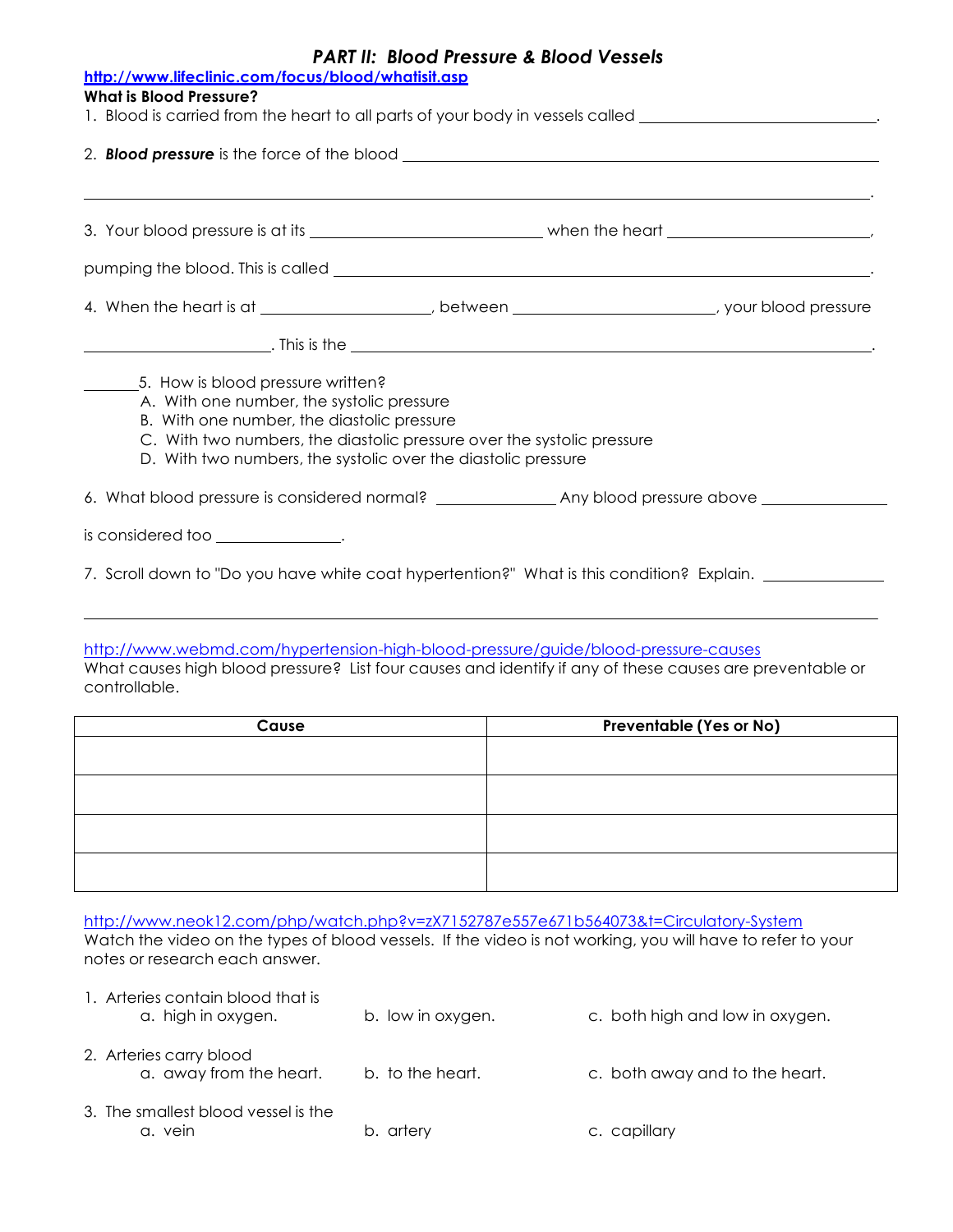# *PART II: Blood Pressure & Blood Vessels*

http://www.lifeclinic.com/focus/blood/whatisit.asp

**What is Blood Pressure?**

1. Blood is carried from the heart to all parts of your body in vessels called ______________________.

2. ***Blood pressure*** is the force of the blood ____________________________________________

______________________________________________________________________.

3. Your blood pressure is at its ____________________ when the heart ____________________,

pumping the blood. This is called ____________________________________________.

4. When the heart is at _______________, between ________________, your blood pressure

________________. This is the ____________________________________________.

_______ 5. How is blood pressure written?
   - A. With one number, the systolic pressure
   - B. With one number, the diastolic pressure
   - C. With two numbers, the diastolic pressure over the systolic pressure
   - D. With two numbers, the systolic over the diastolic pressure

6. What blood pressure is considered normal? ___________ Any blood pressure above ___________

is considered too ___________.

7. Scroll down to "Do you have white coat hypertention?" What is this condition? Explain. ___________

______________________________________________________________________

http://www.webmd.com/hypertension-high-blood-pressure/guide/blood-pressure-causes

What causes high blood pressure? List four causes and identify if any of these causes are preventable or controllable.

| Cause | Preventable (Yes or No) |
|---|---|
| | |
| | |
| | |
| | |

http://www.neok12.com/php/watch.php?v=zX7152787e557e671b564073&t=Circulatory-System

Watch the video on the types of blood vessels. If the video is not working, you will have to refer to your notes or research each answer.

1. Arteries contain blood that is
   a. high in oxygen.  b. low in oxygen.  c. both high and low in oxygen.

2. Arteries carry blood
   a. away from the heart.  b. to the heart.  c. both away and to the heart.

3. The smallest blood vessel is the
   a. vein  b. artery  c. capillary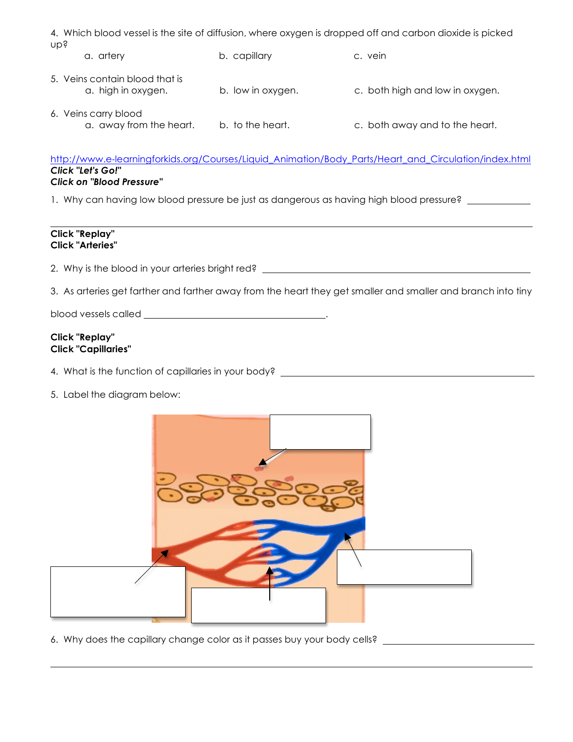4. Which blood vessel is the site of diffusion, where oxygen is dropped off and carbon dioxide is picked up?
   a. artery   b. capillary   c. vein

5. Veins contain blood that is
   a. high in oxygen.   b. low in oxygen.   c. both high and low in oxygen.

6. Veins carry blood
   a. away from the heart.   b. to the heart.   c. both away and to the heart.

http://www.e-learningforkids.org/Courses/Liquid_Animation/Body_Parts/Heart_and_Circulation/index.html

***Click "Let's Go!"***

***Click on "Blood Pressure"***

1. Why can having low blood pressure be just as dangerous as having high blood pressure? ______________

_______________________________________________________________________________

**Click "Replay"**

**Click "Arteries"**

2. Why is the blood in your arteries bright red? ____________________________________________

3. As arteries get farther and farther away from the heart they get smaller and smaller and branch into tiny blood vessels called ________________________________.

**Click "Replay"**

**Click "Capillaries"**

4. What is the function of capillaries in your body? ____________________________________________

5. Label the diagram below:

6. Why does the capillary change color as it passes buy your body cells? ______________________

_______________________________________________________________________________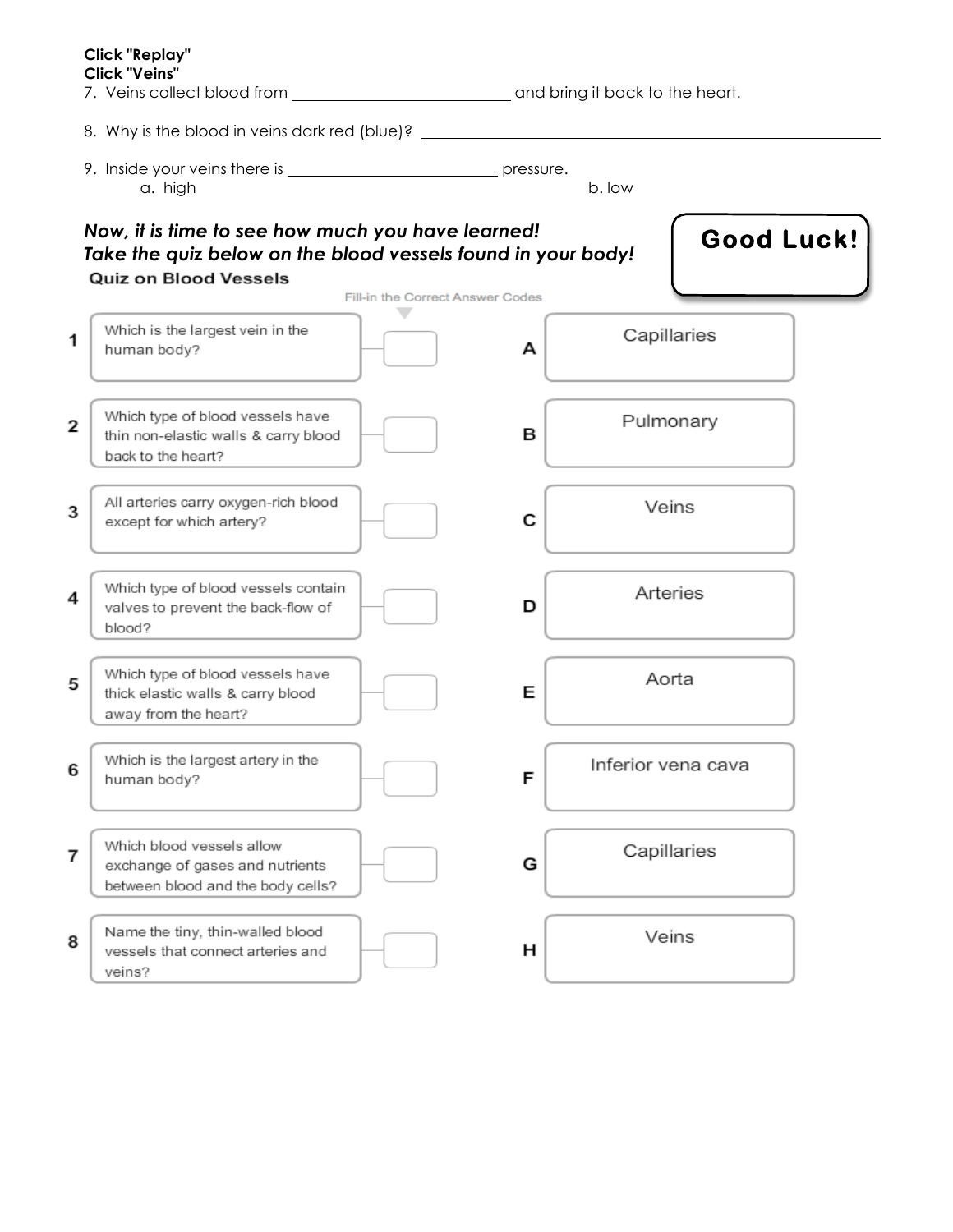**Click "Replay"**
**Click "Veins"**

7. Veins collect blood from ___________________________ and bring it back to the heart.

8. Why is the blood in veins dark red (blue)? ___________________________________________________________

9. Inside your veins there is ___________________________ pressure.
   a. high    b. low

***Now, it is time to see how much you have learned!***
***Take the quiz below on the blood vessels found in your body!***

**Good Luck!**

**Quiz on Blood Vessels**

Fill-in the Correct Answer Codes

| # | Question | Answer Code | | Code | Answer |
|---|---|---|---|---|---|
| 1 | Which is the largest vein in the human body? | | | A | Capillaries |
| 2 | Which type of blood vessels have thin non-elastic walls & carry blood back to the heart? | | | B | Pulmonary |
| 3 | All arteries carry oxygen-rich blood except for which artery? | | | C | Veins |
| 4 | Which type of blood vessels contain valves to prevent the back-flow of blood? | | | D | Arteries |
| 5 | Which type of blood vessels have thick elastic walls & carry blood away from the heart? | | | E | Aorta |
| 6 | Which is the largest artery in the human body? | | | F | Inferior vena cava |
| 7 | Which blood vessels allow exchange of gases and nutrients between blood and the body cells? | | | G | Capillaries |
| 8 | Name the tiny, thin-walled blood vessels that connect arteries and veins? | | | H | Veins |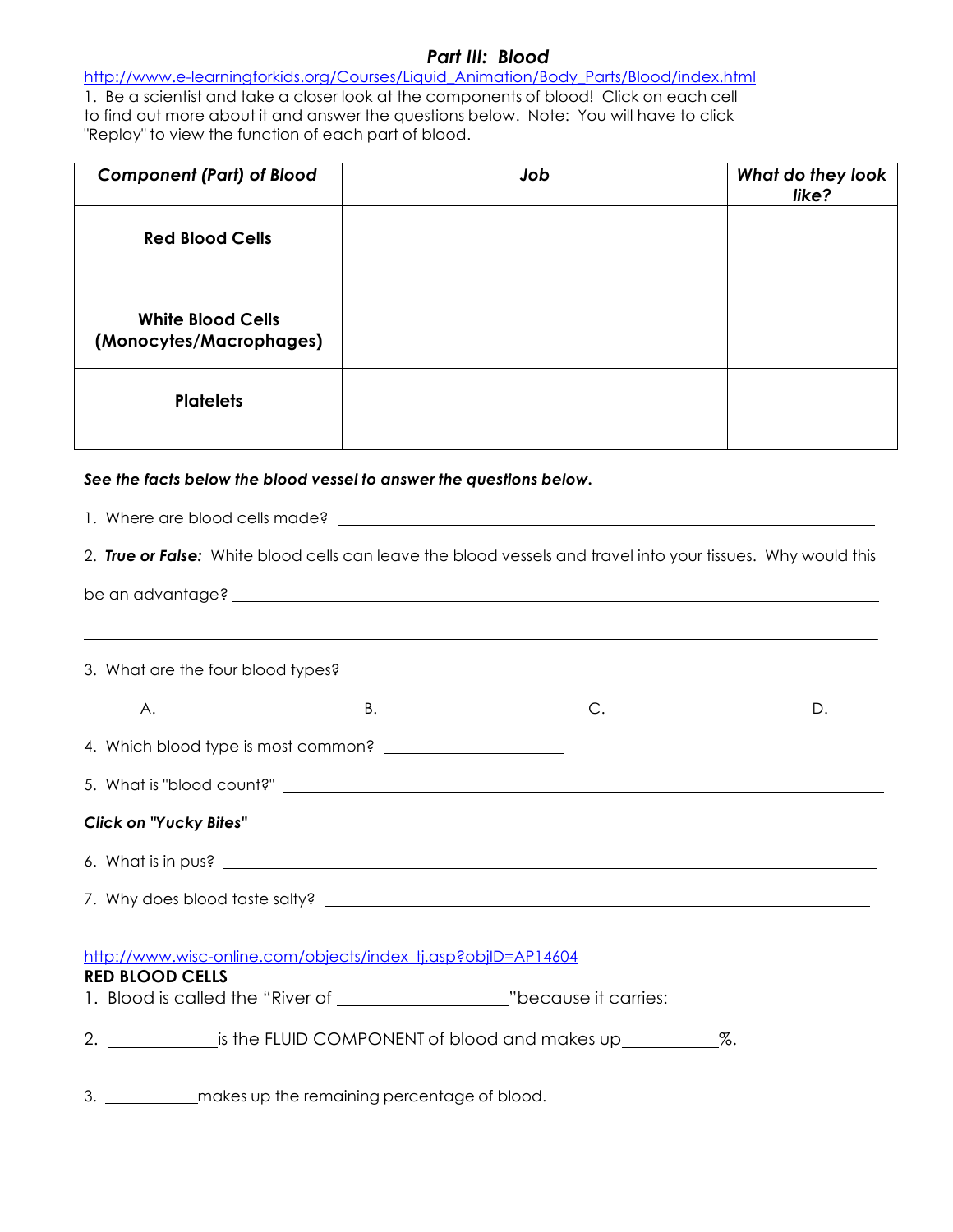## *Part III: Blood*

http://www.e-learningforkids.org/Courses/Liquid_Animation/Body_Parts/Blood/index.html

1. Be a scientist and take a closer look at the components of blood! Click on each cell to find out more about it and answer the questions below. Note: You will have to click "Replay" to view the function of each part of blood.

| *Component (Part) of Blood* | *Job* | *What do they look like?* |
| --- | --- | --- |
| **Red Blood Cells** | | |
| **White Blood Cells (Monocytes/Macrophages)** | | |
| **Platelets** | | |

***See the facts below the blood vessel to answer the questions below.***

1. Where are blood cells made? ______________________________

2. ***True or False:*** White blood cells can leave the blood vessels and travel into your tissues. Why would this be an advantage? ______________________________

______________________________

3. What are the four blood types?

A. B. C. D.

4. Which blood type is most common? ____________

5. What is "blood count?" ______________________________

***Click on "Yucky Bites"***

6. What is in pus? ______________________________

7. Why does blood taste salty? ______________________________

http://www.wisc-online.com/objects/index_tj.asp?objID=AP14604

**RED BLOOD CELLS**

1. Blood is called the "River of ____________" because it carries:

2. ____________ is the FLUID COMPONENT of blood and makes up ____________%.

3. ____________ makes up the remaining percentage of blood.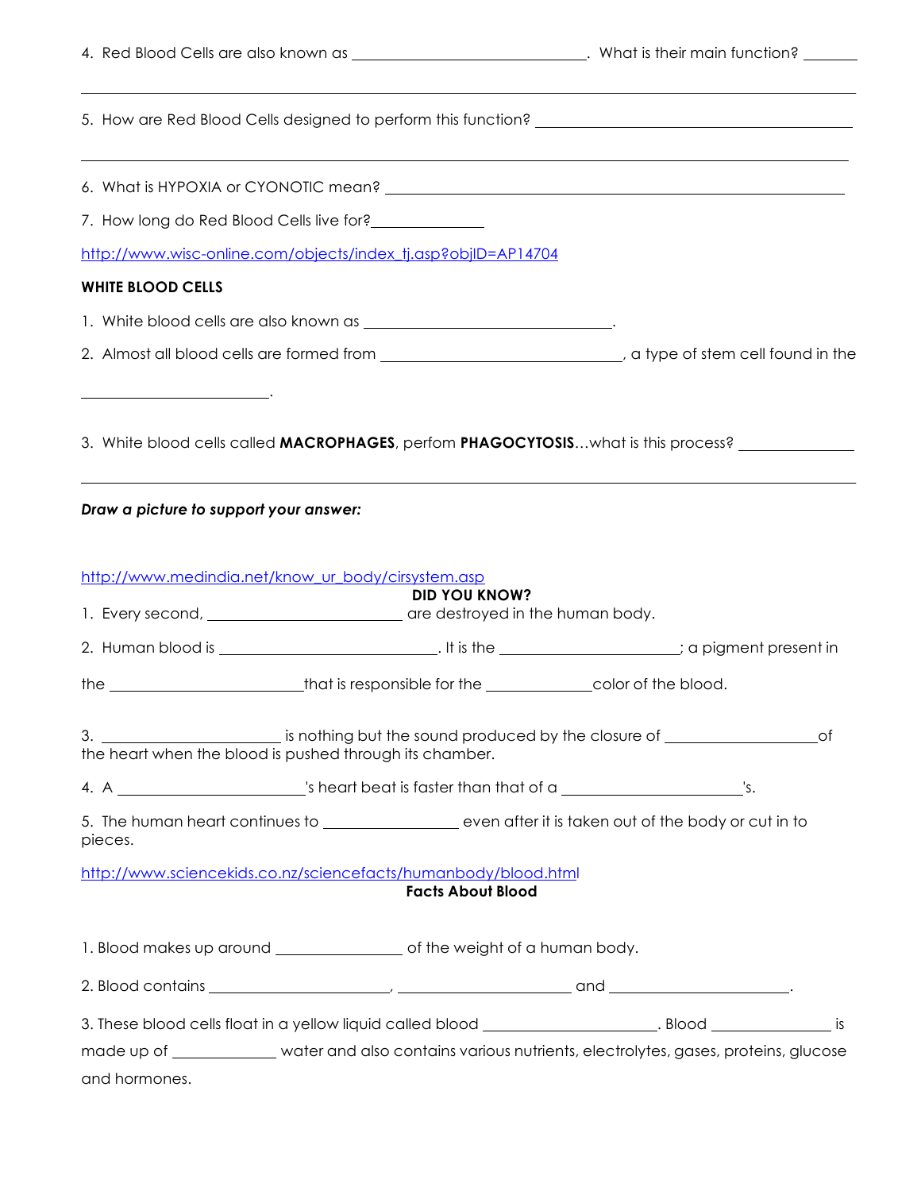4. Red Blood Cells are also known as ______________________________. What is their main function? _______

_____________________________________________________________________________________________

5. How are Red Blood Cells designed to perform this function? ________________________________________

_____________________________________________________________________________________________

6. What is HYPOXIA or CYONOTIC mean? ______________________________________________________

7. How long do Red Blood Cells live for?______________

http://www.wisc-online.com/objects/index_tj.asp?objID=AP14704

**WHITE BLOOD CELLS**

1. White blood cells are also known as ________________________________.

2. Almost all blood cells are formed from ________________________________, a type of stem cell found in the

________________________.

3. White blood cells called **MACROPHAGES**, perfom **PHAGOCYTOSIS**…what is this process? ______________

_____________________________________________________________________________________________

***Draw a picture to support your answer:***

http://www.medindia.net/know_ur_body/cirsystem.asp

**DID YOU KNOW?**

1. Every second, _________________________ are destroyed in the human body.

2. Human blood is ____________________________. It is the _______________________; a pigment present in

the _________________________that is responsible for the ______________color of the blood.

3. _______________________ is nothing but the sound produced by the closure of ____________________of the heart when the blood is pushed through its chamber.

4. A _______________________'s heart beat is faster than that of a _______________________'s.

5. The human heart continues to _________________ even after it is taken out of the body or cut in to pieces.

http://www.sciencekids.co.nz/sciencefacts/humanbody/blood.html

**Facts About Blood**

1. Blood makes up around ________________ of the weight of a human body.

2. Blood contains _______________________, ______________________ and _______________________.

3. These blood cells float in a yellow liquid called blood ______________________. Blood ________________ is made up of _____________ water and also contains various nutrients, electrolytes, gases, proteins, glucose and hormones.